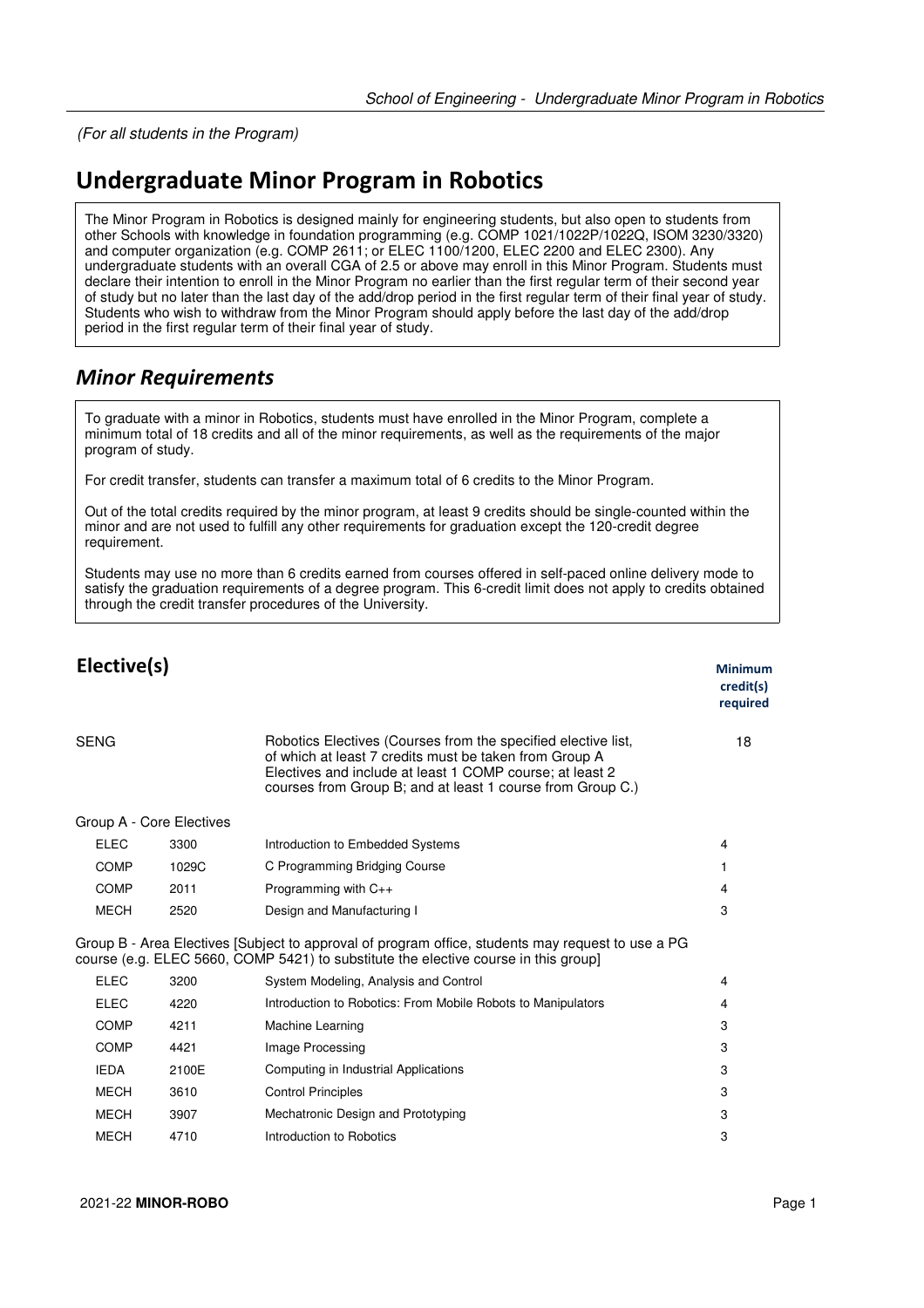*(For all students in the Program)*

# Undergraduate Minor Program in Robotics

The Minor Program in Robotics is designed mainly for engineering students, but also open to students from other Schools with knowledge in foundation programming (e.g. COMP 1021/1022P/1022Q, ISOM 3230/3320) and computer organization (e.g. COMP 2611; or ELEC 1100/1200, ELEC 2200 and ELEC 2300). Any undergraduate students with an overall CGA of 2.5 or above may enroll in this Minor Program. Students must declare their intention to enroll in the Minor Program no earlier than the first regular term of their second year of study but no later than the last day of the add/drop period in the first regular term of their final year of study. Students who wish to withdraw from the Minor Program should apply before the last day of the add/drop period in the first regular term of their final year of study.

## *Minor Requirements*

To graduate with a minor in Robotics, students must have enrolled in the Minor Program, complete a minimum total of 18 credits and all of the minor requirements, as well as the requirements of the major program of study.

For credit transfer, students can transfer a maximum total of 6 credits to the Minor Program.

Out of the total credits required by the minor program, at least 9 credits should be single-counted within the minor and are not used to fulfill any other requirements for graduation except the 120-credit degree requirement.

Students may use no more than 6 credits earned from courses offered in self-paced online delivery mode to satisfy the graduation requirements of a degree program. This 6-credit limit does not apply to credits obtained through the credit transfer procedures of the University.

## Elective(s)

| | | | Minimum credit(s) required |
|---|---|---|---|
| SENG | | Robotics Electives (Courses from the specified elective list, of which at least 7 credits must be taken from Group A Electives and include at least 1 COMP course; at least 2 courses from Group B; and at least 1 course from Group C.) | 18 |
| Group A - Core Electives | | | |
| ELEC | 3300 | Introduction to Embedded Systems | 4 |
| COMP | 1029C | C Programming Bridging Course | 1 |
| COMP | 2011 | Programming with C++ | 4 |
| MECH | 2520 | Design and Manufacturing I | 3 |
| Group B - Area Electives [Subject to approval of program office, students may request to use a PG course (e.g. ELEC 5660, COMP 5421) to substitute the elective course in this group] | | | |
| ELEC | 3200 | System Modeling, Analysis and Control | 4 |
| ELEC | 4220 | Introduction to Robotics: From Mobile Robots to Manipulators | 4 |
| COMP | 4211 | Machine Learning | 3 |
| COMP | 4421 | Image Processing | 3 |
| IEDA | 2100E | Computing in Industrial Applications | 3 |
| MECH | 3610 | Control Principles | 3 |
| MECH | 3907 | Mechatronic Design and Prototyping | 3 |
| MECH | 4710 | Introduction to Robotics | 3 |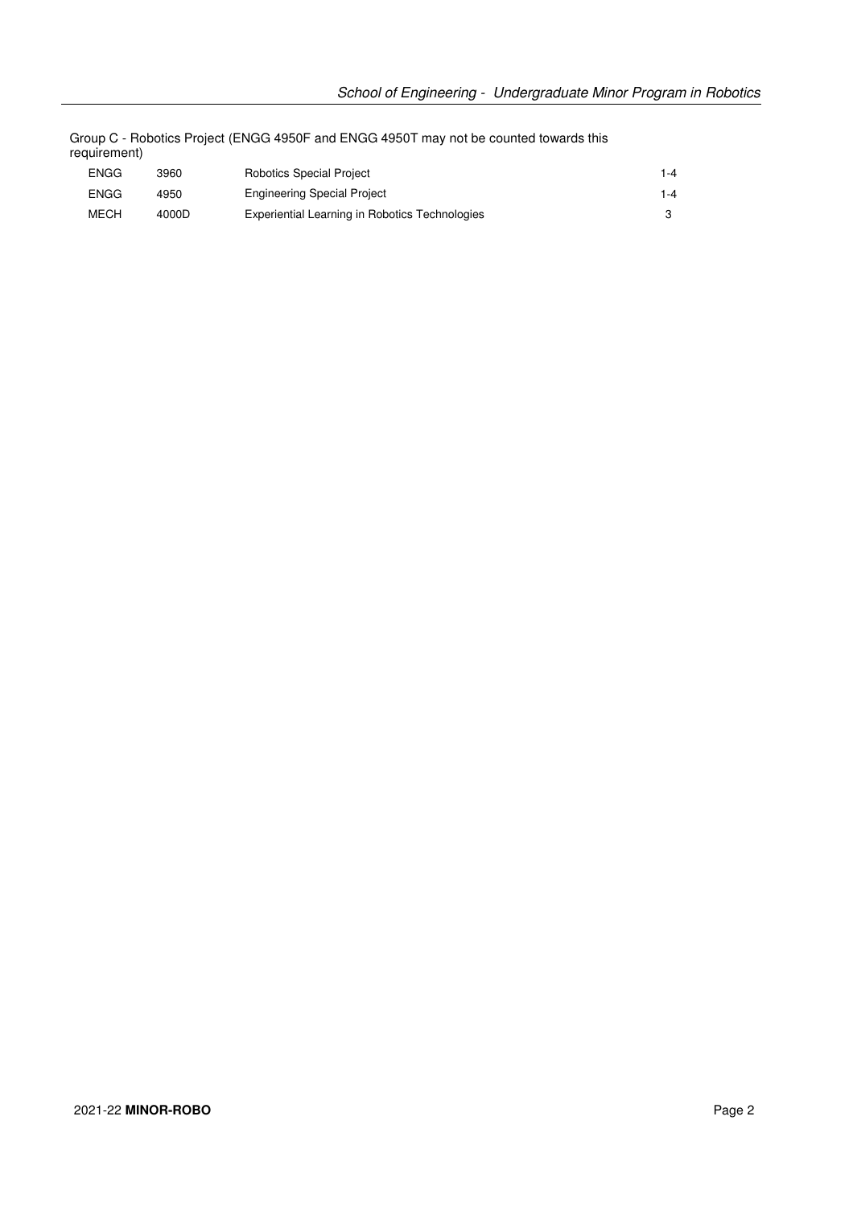Group C - Robotics Project (ENGG 4950F and ENGG 4950T may not be counted towards this requirement)

| | | | |
|---|---|---|---|
| ENGG | 3960 | Robotics Special Project | 1-4 |
| ENGG | 4950 | Engineering Special Project | 1-4 |
| MECH | 4000D | Experiential Learning in Robotics Technologies | 3 |